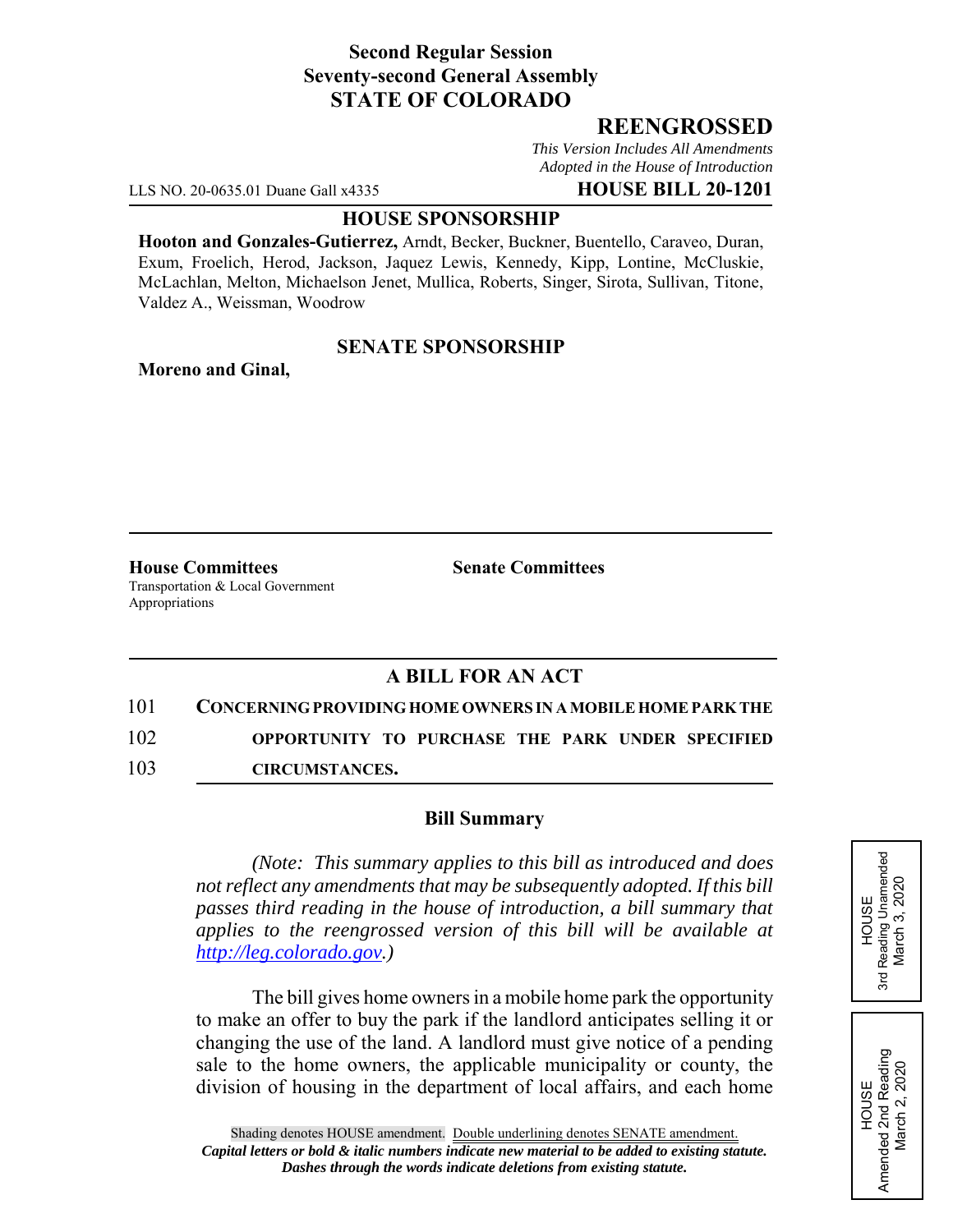**Second Regular Session**
**Seventy-second General Assembly**
**STATE OF COLORADO**

# REENGROSSED

*This Version Includes All Amendments Adopted in the House of Introduction*

LLS NO. 20-0635.01 Duane Gall x4335 **HOUSE BILL 20-1201**

**HOUSE SPONSORSHIP**

**Hooton and Gonzales-Gutierrez,** Arndt, Becker, Buckner, Buentello, Caraveo, Duran, Exum, Froelich, Herod, Jackson, Jaquez Lewis, Kennedy, Kipp, Lontine, McCluskie, McLachlan, Melton, Michaelson Jenet, Mullica, Roberts, Singer, Sirota, Sullivan, Titone, Valdez A., Weissman, Woodrow

**SENATE SPONSORSHIP**

**Moreno and Ginal,**

**House Committees**
Transportation & Local Government
Appropriations

**Senate Committees**

## A BILL FOR AN ACT

101 **CONCERNING PROVIDING HOME OWNERS IN A MOBILE HOME PARK THE**
102 **OPPORTUNITY TO PURCHASE THE PARK UNDER SPECIFIED**
103 **CIRCUMSTANCES.**

### Bill Summary

*(Note: This summary applies to this bill as introduced and does not reflect any amendments that may be subsequently adopted. If this bill passes third reading in the house of introduction, a bill summary that applies to the reengrossed version of this bill will be available at http://leg.colorado.gov.)*

The bill gives home owners in a mobile home park the opportunity to make an offer to buy the park if the landlord anticipates selling it or changing the use of the land. A landlord must give notice of a pending sale to the home owners, the applicable municipality or county, the division of housing in the department of local affairs, and each home

HOUSE
3rd Reading Unamended
March 3, 2020

HOUSE
Amended 2nd Reading
March 2, 2020

Shading denotes HOUSE amendment. Double underlining denotes SENATE amendment.
*Capital letters or bold & italic numbers indicate new material to be added to existing statute.*
*Dashes through the words indicate deletions from existing statute.*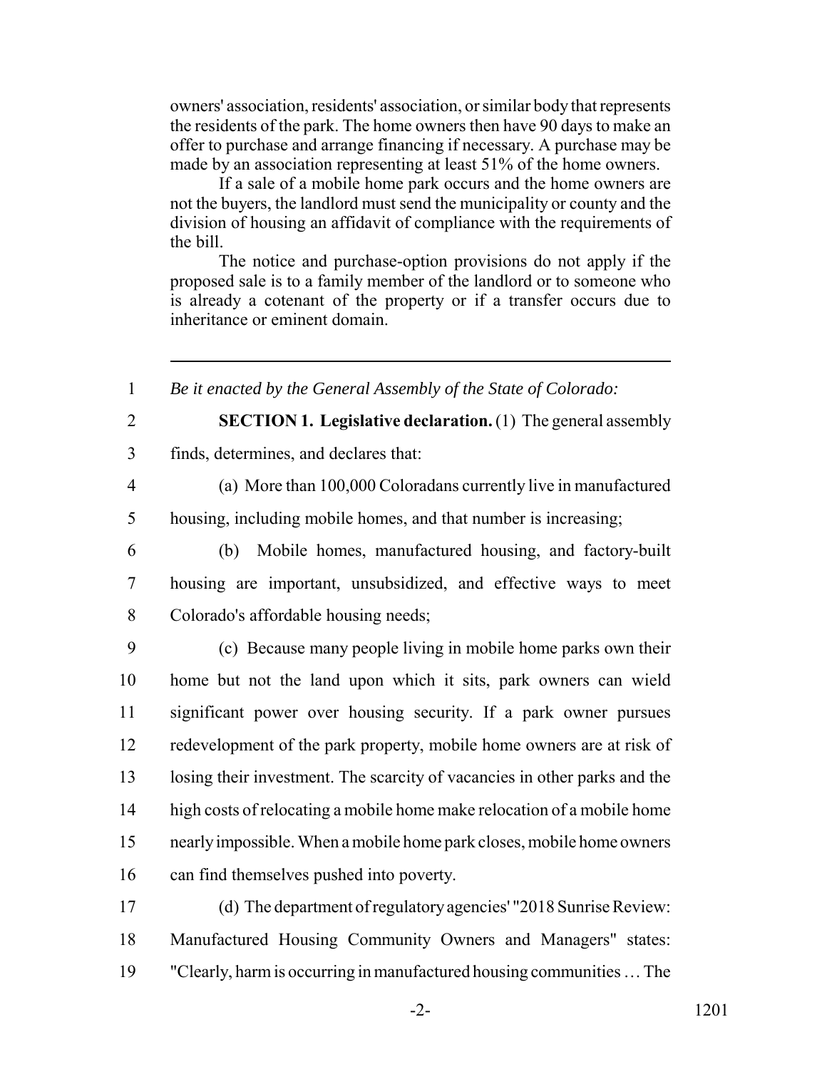owners' association, residents' association, or similar body that represents the residents of the park. The home owners then have 90 days to make an offer to purchase and arrange financing if necessary. A purchase may be made by an association representing at least 51% of the home owners.

If a sale of a mobile home park occurs and the home owners are not the buyers, the landlord must send the municipality or county and the division of housing an affidavit of compliance with the requirements of the bill.

The notice and purchase-option provisions do not apply if the proposed sale is to a family member of the landlord or to someone who is already a cotenant of the property or if a transfer occurs due to inheritance or eminent domain.

---

*Be it enacted by the General Assembly of the State of Colorado:*

**SECTION 1. Legislative declaration.** (1) The general assembly finds, determines, and declares that:

(a) More than 100,000 Coloradans currently live in manufactured housing, including mobile homes, and that number is increasing;

(b) Mobile homes, manufactured housing, and factory-built housing are important, unsubsidized, and effective ways to meet Colorado's affordable housing needs;

(c) Because many people living in mobile home parks own their home but not the land upon which it sits, park owners can wield significant power over housing security. If a park owner pursues redevelopment of the park property, mobile home owners are at risk of losing their investment. The scarcity of vacancies in other parks and the high costs of relocating a mobile home make relocation of a mobile home nearly impossible. When a mobile home park closes, mobile home owners can find themselves pushed into poverty.

(d) The department of regulatory agencies' "2018 Sunrise Review: Manufactured Housing Community Owners and Managers" states: "Clearly, harm is occurring in manufactured housing communities … The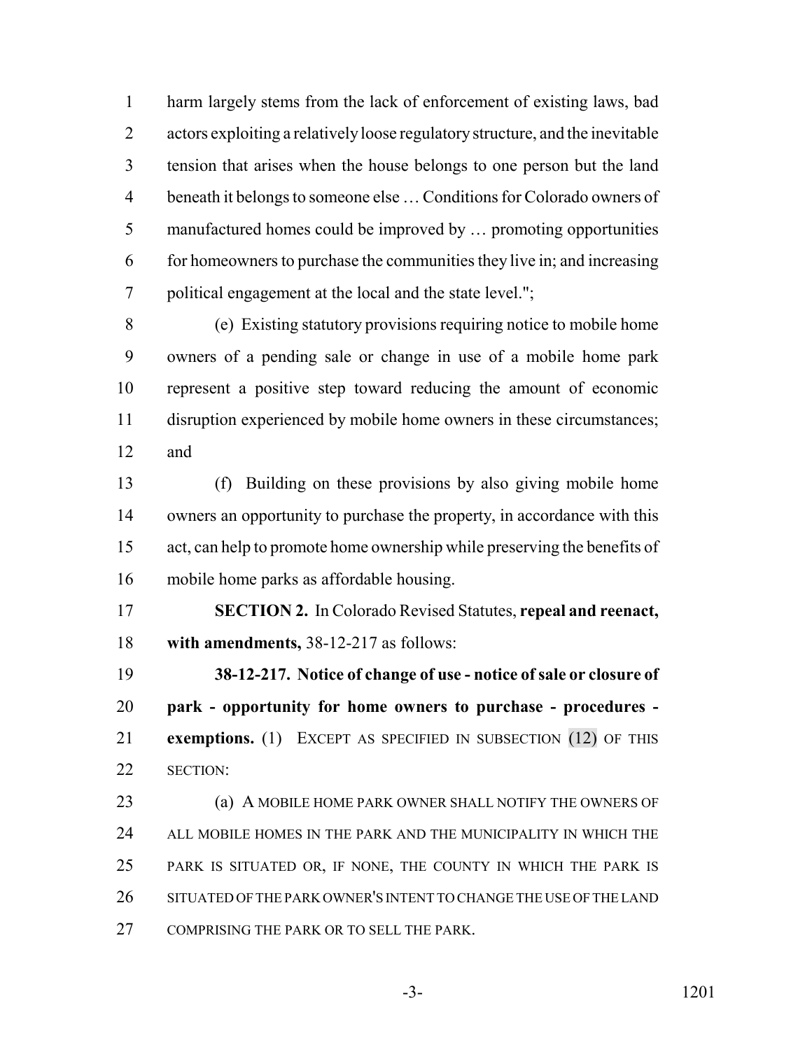harm largely stems from the lack of enforcement of existing laws, bad actors exploiting a relatively loose regulatory structure, and the inevitable tension that arises when the house belongs to one person but the land beneath it belongs to someone else … Conditions for Colorado owners of manufactured homes could be improved by … promoting opportunities for homeowners to purchase the communities they live in; and increasing political engagement at the local and the state level.";

(e) Existing statutory provisions requiring notice to mobile home owners of a pending sale or change in use of a mobile home park represent a positive step toward reducing the amount of economic disruption experienced by mobile home owners in these circumstances; and

(f) Building on these provisions by also giving mobile home owners an opportunity to purchase the property, in accordance with this act, can help to promote home ownership while preserving the benefits of mobile home parks as affordable housing.

**SECTION 2.** In Colorado Revised Statutes, **repeal and reenact, with amendments,** 38-12-217 as follows:

**38-12-217. Notice of change of use - notice of sale or closure of park - opportunity for home owners to purchase - procedures - exemptions.** (1) EXCEPT AS SPECIFIED IN SUBSECTION (12) OF THIS SECTION:

(a) A MOBILE HOME PARK OWNER SHALL NOTIFY THE OWNERS OF ALL MOBILE HOMES IN THE PARK AND THE MUNICIPALITY IN WHICH THE PARK IS SITUATED OR, IF NONE, THE COUNTY IN WHICH THE PARK IS SITUATED OF THE PARK OWNER'S INTENT TO CHANGE THE USE OF THE LAND COMPRISING THE PARK OR TO SELL THE PARK.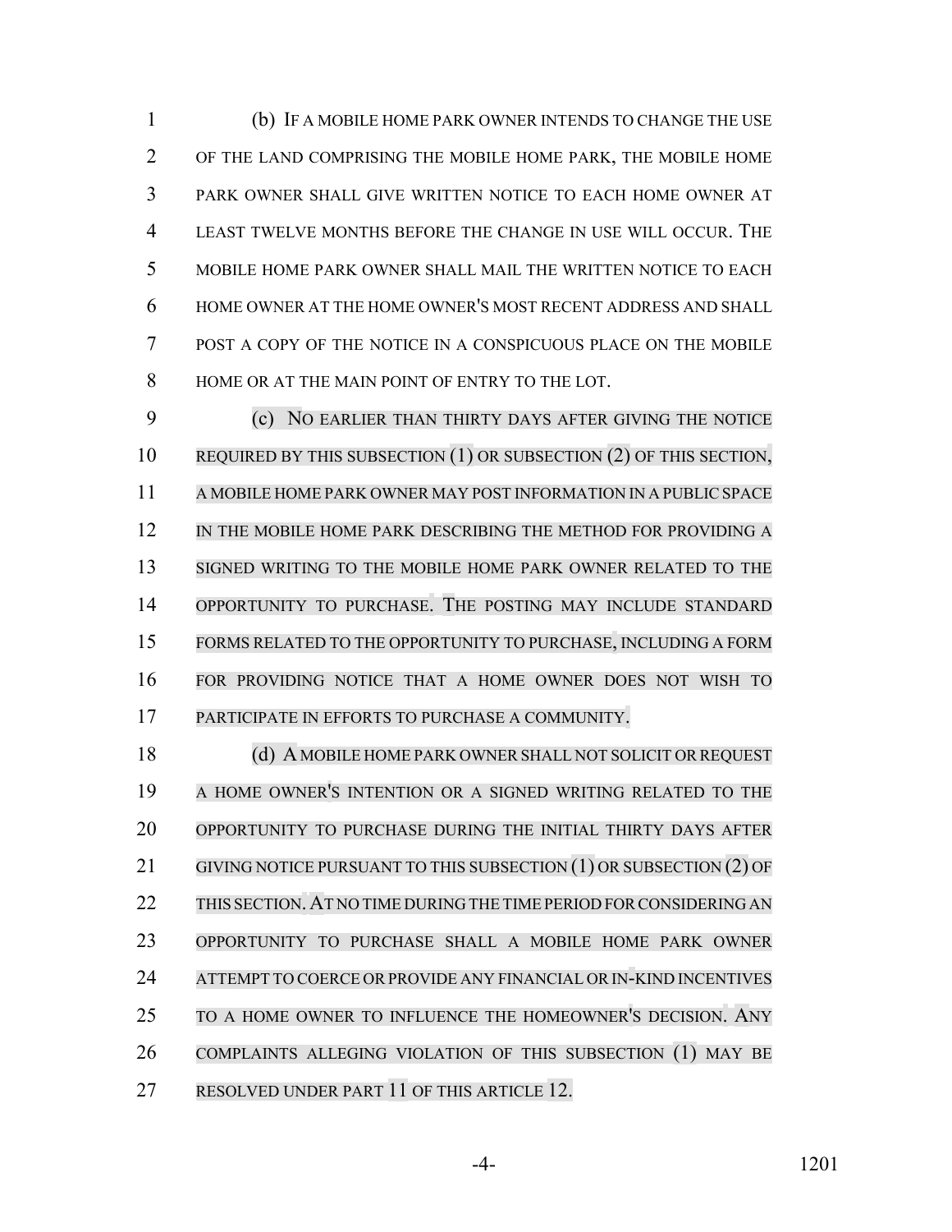(b) IF A MOBILE HOME PARK OWNER INTENDS TO CHANGE THE USE OF THE LAND COMPRISING THE MOBILE HOME PARK, THE MOBILE HOME PARK OWNER SHALL GIVE WRITTEN NOTICE TO EACH HOME OWNER AT LEAST TWELVE MONTHS BEFORE THE CHANGE IN USE WILL OCCUR. THE MOBILE HOME PARK OWNER SHALL MAIL THE WRITTEN NOTICE TO EACH HOME OWNER AT THE HOME OWNER'S MOST RECENT ADDRESS AND SHALL POST A COPY OF THE NOTICE IN A CONSPICUOUS PLACE ON THE MOBILE HOME OR AT THE MAIN POINT OF ENTRY TO THE LOT.

(c) NO EARLIER THAN THIRTY DAYS AFTER GIVING THE NOTICE REQUIRED BY THIS SUBSECTION (1) OR SUBSECTION (2) OF THIS SECTION, A MOBILE HOME PARK OWNER MAY POST INFORMATION IN A PUBLIC SPACE IN THE MOBILE HOME PARK DESCRIBING THE METHOD FOR PROVIDING A SIGNED WRITING TO THE MOBILE HOME PARK OWNER RELATED TO THE OPPORTUNITY TO PURCHASE. THE POSTING MAY INCLUDE STANDARD FORMS RELATED TO THE OPPORTUNITY TO PURCHASE, INCLUDING A FORM FOR PROVIDING NOTICE THAT A HOME OWNER DOES NOT WISH TO PARTICIPATE IN EFFORTS TO PURCHASE A COMMUNITY.

(d) A MOBILE HOME PARK OWNER SHALL NOT SOLICIT OR REQUEST A HOME OWNER'S INTENTION OR A SIGNED WRITING RELATED TO THE OPPORTUNITY TO PURCHASE DURING THE INITIAL THIRTY DAYS AFTER GIVING NOTICE PURSUANT TO THIS SUBSECTION (1) OR SUBSECTION (2) OF THIS SECTION. AT NO TIME DURING THE TIME PERIOD FOR CONSIDERING AN OPPORTUNITY TO PURCHASE SHALL A MOBILE HOME PARK OWNER ATTEMPT TO COERCE OR PROVIDE ANY FINANCIAL OR IN-KIND INCENTIVES TO A HOME OWNER TO INFLUENCE THE HOMEOWNER'S DECISION. ANY COMPLAINTS ALLEGING VIOLATION OF THIS SUBSECTION (1) MAY BE RESOLVED UNDER PART 11 OF THIS ARTICLE 12.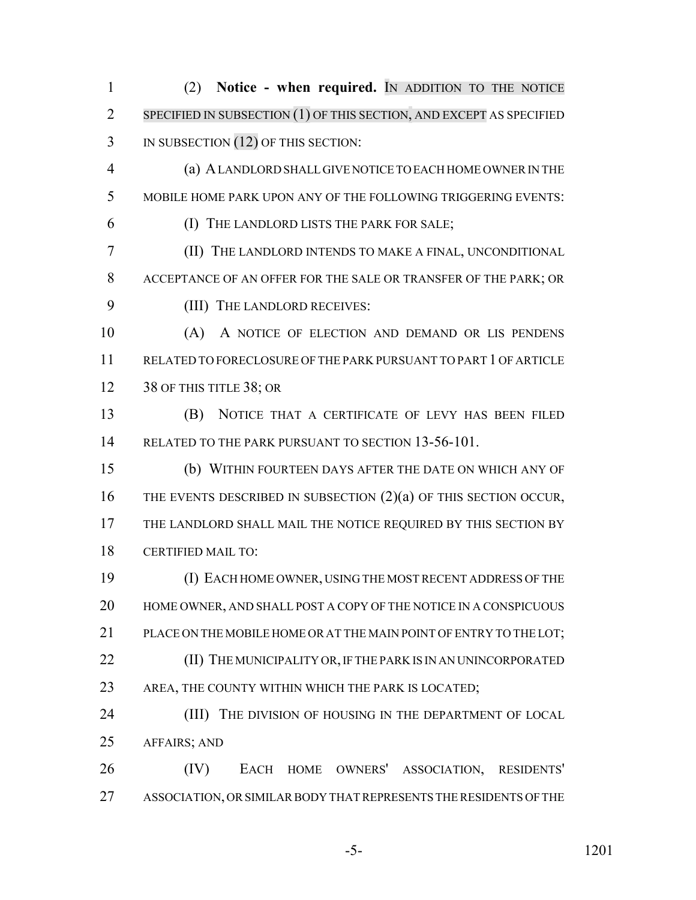(2) **Notice - when required.** IN ADDITION TO THE NOTICE SPECIFIED IN SUBSECTION (1) OF THIS SECTION, AND EXCEPT AS SPECIFIED IN SUBSECTION (12) OF THIS SECTION:

(a) A LANDLORD SHALL GIVE NOTICE TO EACH HOME OWNER IN THE MOBILE HOME PARK UPON ANY OF THE FOLLOWING TRIGGERING EVENTS:

(I) THE LANDLORD LISTS THE PARK FOR SALE;

(II) THE LANDLORD INTENDS TO MAKE A FINAL, UNCONDITIONAL ACCEPTANCE OF AN OFFER FOR THE SALE OR TRANSFER OF THE PARK; OR

(III) THE LANDLORD RECEIVES:

(A) A NOTICE OF ELECTION AND DEMAND OR LIS PENDENS RELATED TO FORECLOSURE OF THE PARK PURSUANT TO PART 1 OF ARTICLE 38 OF THIS TITLE 38; OR

(B) NOTICE THAT A CERTIFICATE OF LEVY HAS BEEN FILED RELATED TO THE PARK PURSUANT TO SECTION 13-56-101.

(b) WITHIN FOURTEEN DAYS AFTER THE DATE ON WHICH ANY OF THE EVENTS DESCRIBED IN SUBSECTION (2)(a) OF THIS SECTION OCCUR, THE LANDLORD SHALL MAIL THE NOTICE REQUIRED BY THIS SECTION BY CERTIFIED MAIL TO:

(I) EACH HOME OWNER, USING THE MOST RECENT ADDRESS OF THE HOME OWNER, AND SHALL POST A COPY OF THE NOTICE IN A CONSPICUOUS PLACE ON THE MOBILE HOME OR AT THE MAIN POINT OF ENTRY TO THE LOT;

(II) THE MUNICIPALITY OR, IF THE PARK IS IN AN UNINCORPORATED AREA, THE COUNTY WITHIN WHICH THE PARK IS LOCATED;

(III) THE DIVISION OF HOUSING IN THE DEPARTMENT OF LOCAL AFFAIRS; AND

(IV) EACH HOME OWNERS' ASSOCIATION, RESIDENTS' ASSOCIATION, OR SIMILAR BODY THAT REPRESENTS THE RESIDENTS OF THE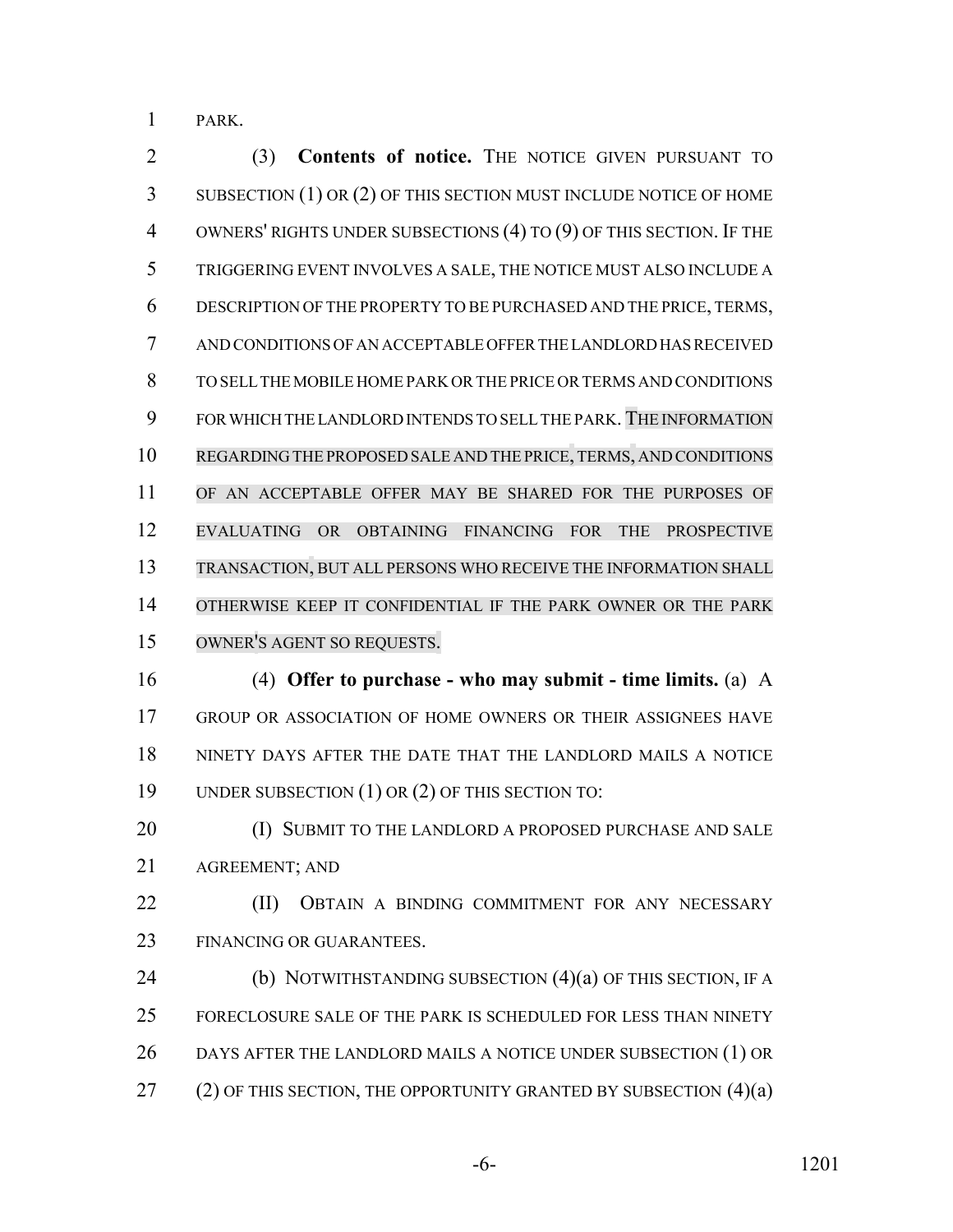PARK.

(3) **Contents of notice.** THE NOTICE GIVEN PURSUANT TO SUBSECTION (1) OR (2) OF THIS SECTION MUST INCLUDE NOTICE OF HOME OWNERS' RIGHTS UNDER SUBSECTIONS (4) TO (9) OF THIS SECTION. IF THE TRIGGERING EVENT INVOLVES A SALE, THE NOTICE MUST ALSO INCLUDE A DESCRIPTION OF THE PROPERTY TO BE PURCHASED AND THE PRICE, TERMS, AND CONDITIONS OF AN ACCEPTABLE OFFER THE LANDLORD HAS RECEIVED TO SELL THE MOBILE HOME PARK OR THE PRICE OR TERMS AND CONDITIONS FOR WHICH THE LANDLORD INTENDS TO SELL THE PARK. THE INFORMATION REGARDING THE PROPOSED SALE AND THE PRICE, TERMS, AND CONDITIONS OF AN ACCEPTABLE OFFER MAY BE SHARED FOR THE PURPOSES OF EVALUATING OR OBTAINING FINANCING FOR THE PROSPECTIVE TRANSACTION, BUT ALL PERSONS WHO RECEIVE THE INFORMATION SHALL OTHERWISE KEEP IT CONFIDENTIAL IF THE PARK OWNER OR THE PARK OWNER'S AGENT SO REQUESTS.

(4) **Offer to purchase - who may submit - time limits.** (a) A GROUP OR ASSOCIATION OF HOME OWNERS OR THEIR ASSIGNEES HAVE NINETY DAYS AFTER THE DATE THAT THE LANDLORD MAILS A NOTICE UNDER SUBSECTION (1) OR (2) OF THIS SECTION TO:

(I) SUBMIT TO THE LANDLORD A PROPOSED PURCHASE AND SALE AGREEMENT; AND

(II) OBTAIN A BINDING COMMITMENT FOR ANY NECESSARY FINANCING OR GUARANTEES.

(b) NOTWITHSTANDING SUBSECTION (4)(a) OF THIS SECTION, IF A FORECLOSURE SALE OF THE PARK IS SCHEDULED FOR LESS THAN NINETY DAYS AFTER THE LANDLORD MAILS A NOTICE UNDER SUBSECTION (1) OR (2) OF THIS SECTION, THE OPPORTUNITY GRANTED BY SUBSECTION (4)(a)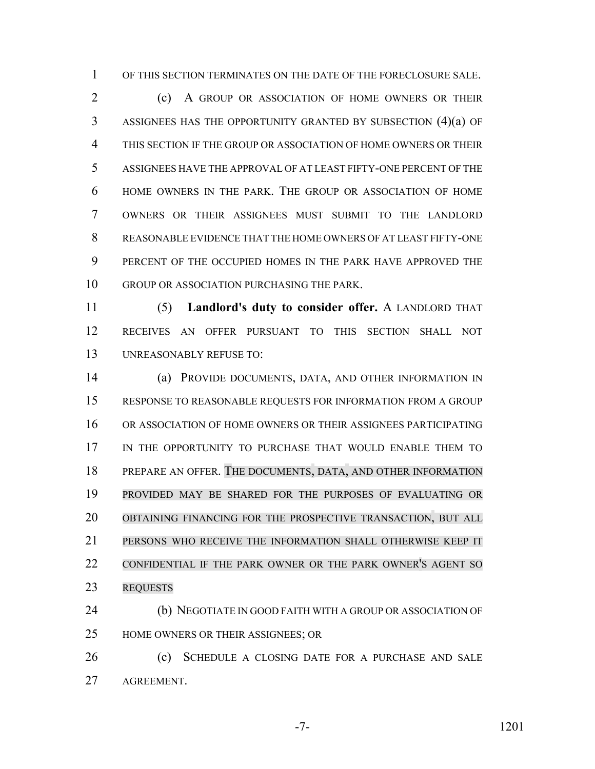OF THIS SECTION TERMINATES ON THE DATE OF THE FORECLOSURE SALE.

(c) A GROUP OR ASSOCIATION OF HOME OWNERS OR THEIR ASSIGNEES HAS THE OPPORTUNITY GRANTED BY SUBSECTION (4)(a) OF THIS SECTION IF THE GROUP OR ASSOCIATION OF HOME OWNERS OR THEIR ASSIGNEES HAVE THE APPROVAL OF AT LEAST FIFTY-ONE PERCENT OF THE HOME OWNERS IN THE PARK. THE GROUP OR ASSOCIATION OF HOME OWNERS OR THEIR ASSIGNEES MUST SUBMIT TO THE LANDLORD REASONABLE EVIDENCE THAT THE HOME OWNERS OF AT LEAST FIFTY-ONE PERCENT OF THE OCCUPIED HOMES IN THE PARK HAVE APPROVED THE GROUP OR ASSOCIATION PURCHASING THE PARK.

(5) **Landlord's duty to consider offer.** A LANDLORD THAT RECEIVES AN OFFER PURSUANT TO THIS SECTION SHALL NOT UNREASONABLY REFUSE TO:

(a) PROVIDE DOCUMENTS, DATA, AND OTHER INFORMATION IN RESPONSE TO REASONABLE REQUESTS FOR INFORMATION FROM A GROUP OR ASSOCIATION OF HOME OWNERS OR THEIR ASSIGNEES PARTICIPATING IN THE OPPORTUNITY TO PURCHASE THAT WOULD ENABLE THEM TO PREPARE AN OFFER. THE DOCUMENTS, DATA, AND OTHER INFORMATION PROVIDED MAY BE SHARED FOR THE PURPOSES OF EVALUATING OR OBTAINING FINANCING FOR THE PROSPECTIVE TRANSACTION, BUT ALL PERSONS WHO RECEIVE THE INFORMATION SHALL OTHERWISE KEEP IT CONFIDENTIAL IF THE PARK OWNER OR THE PARK OWNER'S AGENT SO REQUESTS

(b) NEGOTIATE IN GOOD FAITH WITH A GROUP OR ASSOCIATION OF HOME OWNERS OR THEIR ASSIGNEES; OR

(c) SCHEDULE A CLOSING DATE FOR A PURCHASE AND SALE AGREEMENT.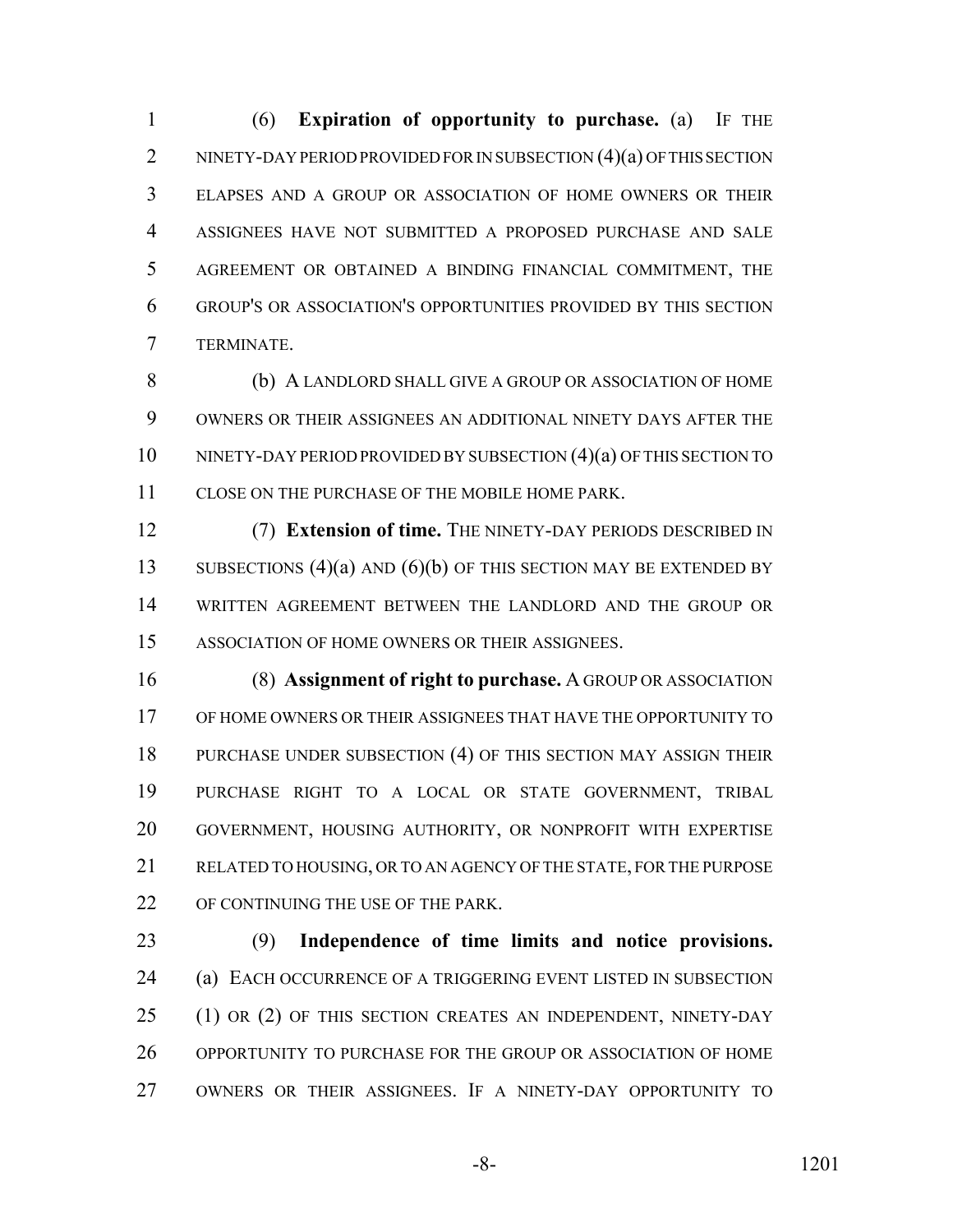(6) **Expiration of opportunity to purchase.** (a) IF THE NINETY-DAY PERIOD PROVIDED FOR IN SUBSECTION (4)(a) OF THIS SECTION ELAPSES AND A GROUP OR ASSOCIATION OF HOME OWNERS OR THEIR ASSIGNEES HAVE NOT SUBMITTED A PROPOSED PURCHASE AND SALE AGREEMENT OR OBTAINED A BINDING FINANCIAL COMMITMENT, THE GROUP'S OR ASSOCIATION'S OPPORTUNITIES PROVIDED BY THIS SECTION TERMINATE.

(b) A LANDLORD SHALL GIVE A GROUP OR ASSOCIATION OF HOME OWNERS OR THEIR ASSIGNEES AN ADDITIONAL NINETY DAYS AFTER THE NINETY-DAY PERIOD PROVIDED BY SUBSECTION (4)(a) OF THIS SECTION TO CLOSE ON THE PURCHASE OF THE MOBILE HOME PARK.

(7) **Extension of time.** THE NINETY-DAY PERIODS DESCRIBED IN SUBSECTIONS (4)(a) AND (6)(b) OF THIS SECTION MAY BE EXTENDED BY WRITTEN AGREEMENT BETWEEN THE LANDLORD AND THE GROUP OR ASSOCIATION OF HOME OWNERS OR THEIR ASSIGNEES.

(8) **Assignment of right to purchase.** A GROUP OR ASSOCIATION OF HOME OWNERS OR THEIR ASSIGNEES THAT HAVE THE OPPORTUNITY TO PURCHASE UNDER SUBSECTION (4) OF THIS SECTION MAY ASSIGN THEIR PURCHASE RIGHT TO A LOCAL OR STATE GOVERNMENT, TRIBAL GOVERNMENT, HOUSING AUTHORITY, OR NONPROFIT WITH EXPERTISE RELATED TO HOUSING, OR TO AN AGENCY OF THE STATE, FOR THE PURPOSE OF CONTINUING THE USE OF THE PARK.

(9) **Independence of time limits and notice provisions.** (a) EACH OCCURRENCE OF A TRIGGERING EVENT LISTED IN SUBSECTION (1) OR (2) OF THIS SECTION CREATES AN INDEPENDENT, NINETY-DAY OPPORTUNITY TO PURCHASE FOR THE GROUP OR ASSOCIATION OF HOME OWNERS OR THEIR ASSIGNEES. IF A NINETY-DAY OPPORTUNITY TO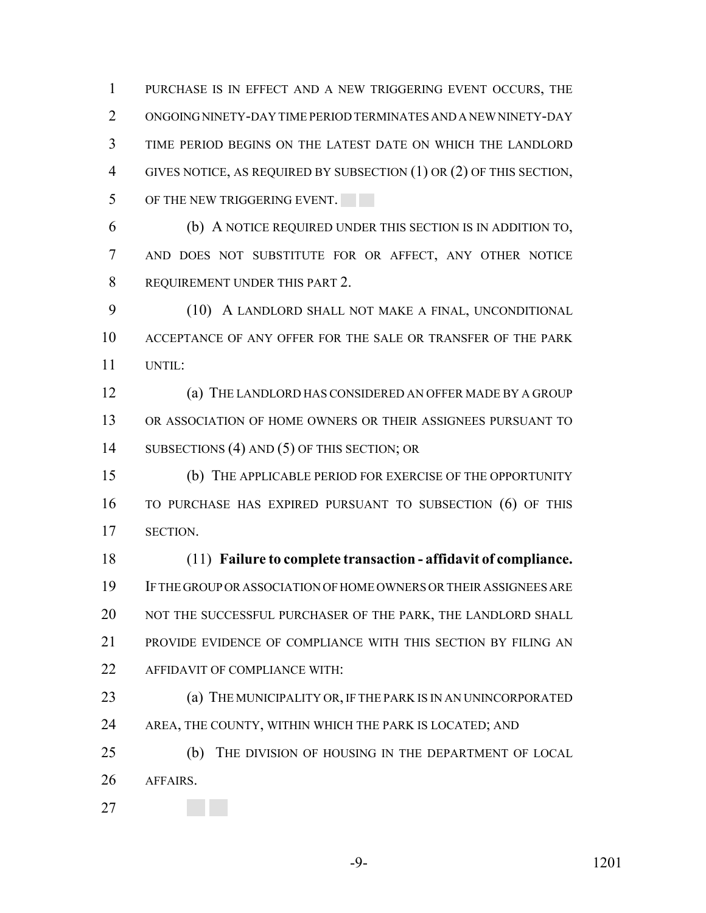PURCHASE IS IN EFFECT AND A NEW TRIGGERING EVENT OCCURS, THE ONGOING NINETY-DAY TIME PERIOD TERMINATES AND A NEW NINETY-DAY TIME PERIOD BEGINS ON THE LATEST DATE ON WHICH THE LANDLORD GIVES NOTICE, AS REQUIRED BY SUBSECTION (1) OR (2) OF THIS SECTION, OF THE NEW TRIGGERING EVENT.

(b) A NOTICE REQUIRED UNDER THIS SECTION IS IN ADDITION TO, AND DOES NOT SUBSTITUTE FOR OR AFFECT, ANY OTHER NOTICE REQUIREMENT UNDER THIS PART 2.

(10) A LANDLORD SHALL NOT MAKE A FINAL, UNCONDITIONAL ACCEPTANCE OF ANY OFFER FOR THE SALE OR TRANSFER OF THE PARK UNTIL:

(a) THE LANDLORD HAS CONSIDERED AN OFFER MADE BY A GROUP OR ASSOCIATION OF HOME OWNERS OR THEIR ASSIGNEES PURSUANT TO SUBSECTIONS (4) AND (5) OF THIS SECTION; OR

(b) THE APPLICABLE PERIOD FOR EXERCISE OF THE OPPORTUNITY TO PURCHASE HAS EXPIRED PURSUANT TO SUBSECTION (6) OF THIS SECTION.

(11) **Failure to complete transaction - affidavit of compliance.** IF THE GROUP OR ASSOCIATION OF HOME OWNERS OR THEIR ASSIGNEES ARE NOT THE SUCCESSFUL PURCHASER OF THE PARK, THE LANDLORD SHALL PROVIDE EVIDENCE OF COMPLIANCE WITH THIS SECTION BY FILING AN AFFIDAVIT OF COMPLIANCE WITH:

(a) THE MUNICIPALITY OR, IF THE PARK IS IN AN UNINCORPORATED AREA, THE COUNTY, WITHIN WHICH THE PARK IS LOCATED; AND

(b) THE DIVISION OF HOUSING IN THE DEPARTMENT OF LOCAL AFFAIRS.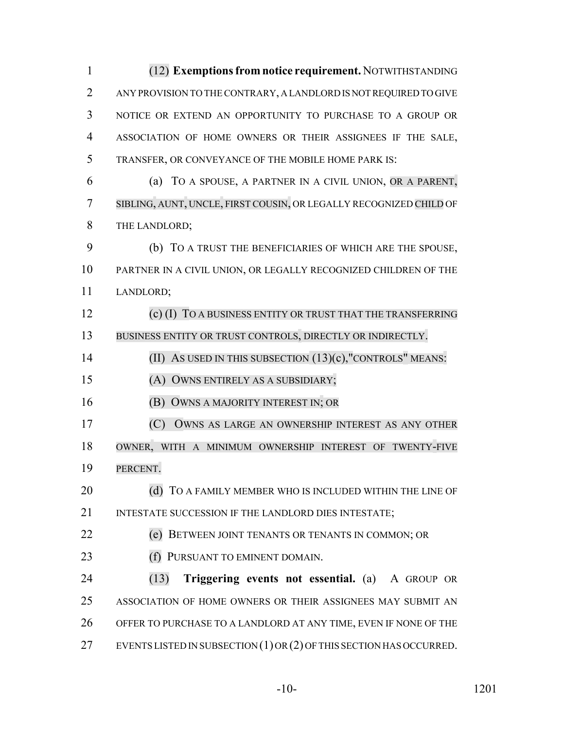(12) **Exemptions from notice requirement.** NOTWITHSTANDING ANY PROVISION TO THE CONTRARY, A LANDLORD IS NOT REQUIRED TO GIVE NOTICE OR EXTEND AN OPPORTUNITY TO PURCHASE TO A GROUP OR ASSOCIATION OF HOME OWNERS OR THEIR ASSIGNEES IF THE SALE, TRANSFER, OR CONVEYANCE OF THE MOBILE HOME PARK IS:

(a) TO A SPOUSE, A PARTNER IN A CIVIL UNION, OR A PARENT, SIBLING, AUNT, UNCLE, FIRST COUSIN, OR LEGALLY RECOGNIZED CHILD OF THE LANDLORD;

(b) TO A TRUST THE BENEFICIARIES OF WHICH ARE THE SPOUSE, PARTNER IN A CIVIL UNION, OR LEGALLY RECOGNIZED CHILDREN OF THE LANDLORD;

(c) (I) TO A BUSINESS ENTITY OR TRUST THAT THE TRANSFERRING BUSINESS ENTITY OR TRUST CONTROLS, DIRECTLY OR INDIRECTLY.

(II) AS USED IN THIS SUBSECTION (13)(c),"CONTROLS" MEANS:

(A) OWNS ENTIRELY AS A SUBSIDIARY;

(B) OWNS A MAJORITY INTEREST IN; OR

(C) OWNS AS LARGE AN OWNERSHIP INTEREST AS ANY OTHER OWNER, WITH A MINIMUM OWNERSHIP INTEREST OF TWENTY-FIVE PERCENT.

(d) TO A FAMILY MEMBER WHO IS INCLUDED WITHIN THE LINE OF INTESTATE SUCCESSION IF THE LANDLORD DIES INTESTATE;

(e) BETWEEN JOINT TENANTS OR TENANTS IN COMMON; OR

(f) PURSUANT TO EMINENT DOMAIN.

(13) **Triggering events not essential.** (a) A GROUP OR ASSOCIATION OF HOME OWNERS OR THEIR ASSIGNEES MAY SUBMIT AN OFFER TO PURCHASE TO A LANDLORD AT ANY TIME, EVEN IF NONE OF THE EVENTS LISTED IN SUBSECTION (1) OR (2) OF THIS SECTION HAS OCCURRED.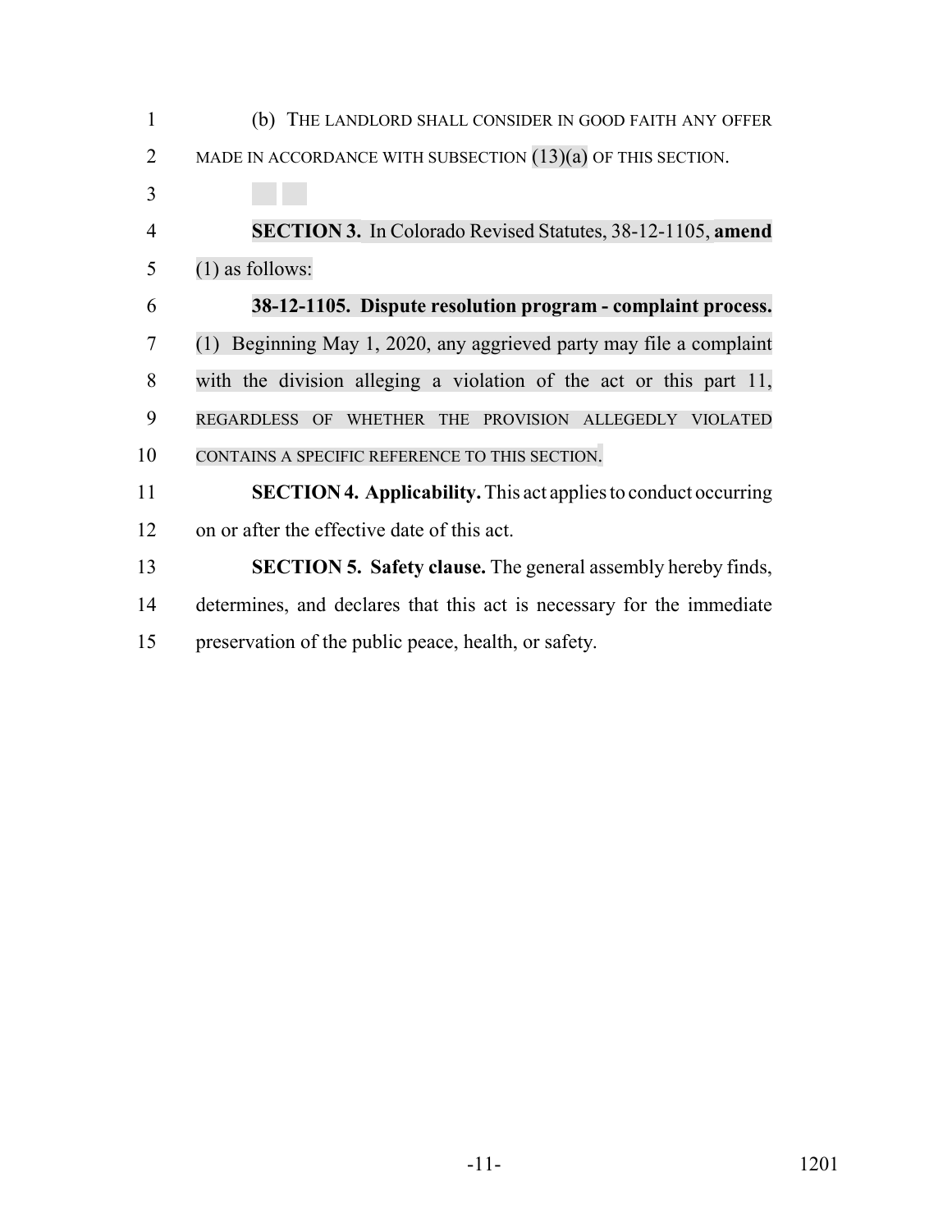(b) THE LANDLORD SHALL CONSIDER IN GOOD FAITH ANY OFFER MADE IN ACCORDANCE WITH SUBSECTION (13)(a) OF THIS SECTION.

**SECTION 3.** In Colorado Revised Statutes, 38-12-1105, **amend** (1) as follows:

**38-12-1105. Dispute resolution program - complaint process.** (1) Beginning May 1, 2020, any aggrieved party may file a complaint with the division alleging a violation of the act or this part 11, REGARDLESS OF WHETHER THE PROVISION ALLEGEDLY VIOLATED CONTAINS A SPECIFIC REFERENCE TO THIS SECTION.

**SECTION 4. Applicability.** This act applies to conduct occurring on or after the effective date of this act.

**SECTION 5. Safety clause.** The general assembly hereby finds, determines, and declares that this act is necessary for the immediate preservation of the public peace, health, or safety.